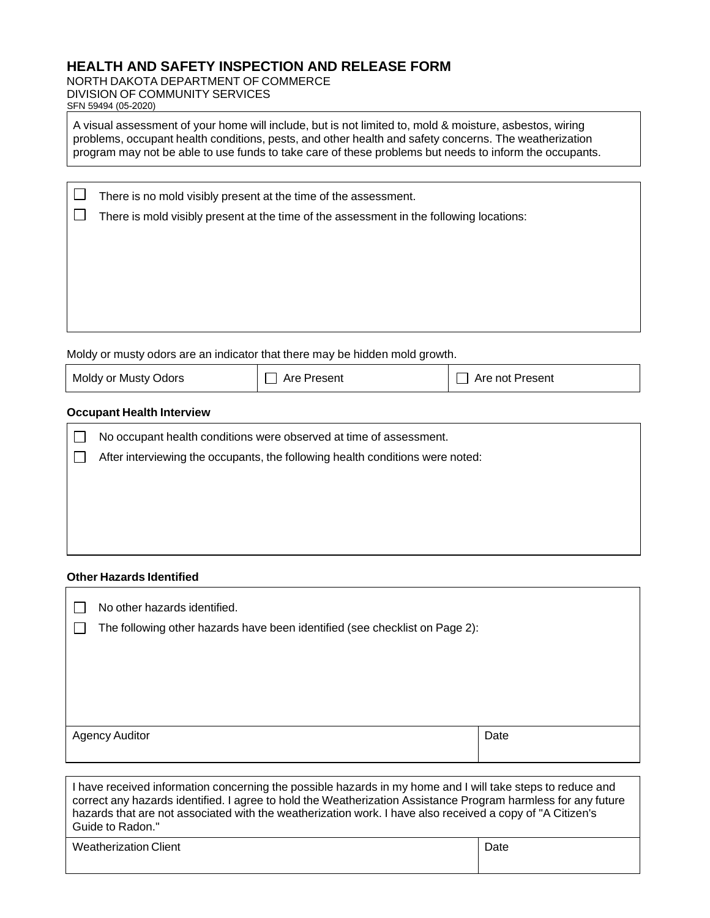# HEALTH AND SAFETY INSPECTION AND RELEASE FORM

NORTH DAKOTA DEPARTMENT OF COMMERCE
DIVISION OF COMMUNITY SERVICES
SFN 59494 (05-2020)

A visual assessment of your home will include, but is not limited to, mold & moisture, asbestos, wiring problems, occupant health conditions, pests, and other health and safety concerns. The weatherization program may not be able to use funds to take care of these problems but needs to inform the occupants.

- ☐ There is no mold visibly present at the time of the assessment.
- ☐ There is mold visibly present at the time of the assessment in the following locations:

Moldy or musty odors are an indicator that there may be hidden mold growth.

| Moldy or Musty Odors | ☐ Are Present | ☐ Are not Present |
|---|---|---|

**Occupant Health Interview**

- ☐ No occupant health conditions were observed at time of assessment.
- ☐ After interviewing the occupants, the following health conditions were noted:

**Other Hazards Identified**

- ☐ No other hazards identified.
- ☐ The following other hazards have been identified (see checklist on Page 2):

| Agency Auditor | Date |
|---|---|
| | |

I have received information concerning the possible hazards in my home and I will take steps to reduce and correct any hazards identified. I agree to hold the Weatherization Assistance Program harmless for any future hazards that are not associated with the weatherization work. I have also received a copy of "A Citizen's Guide to Radon."

| Weatherization Client | Date |
|---|---|
| | |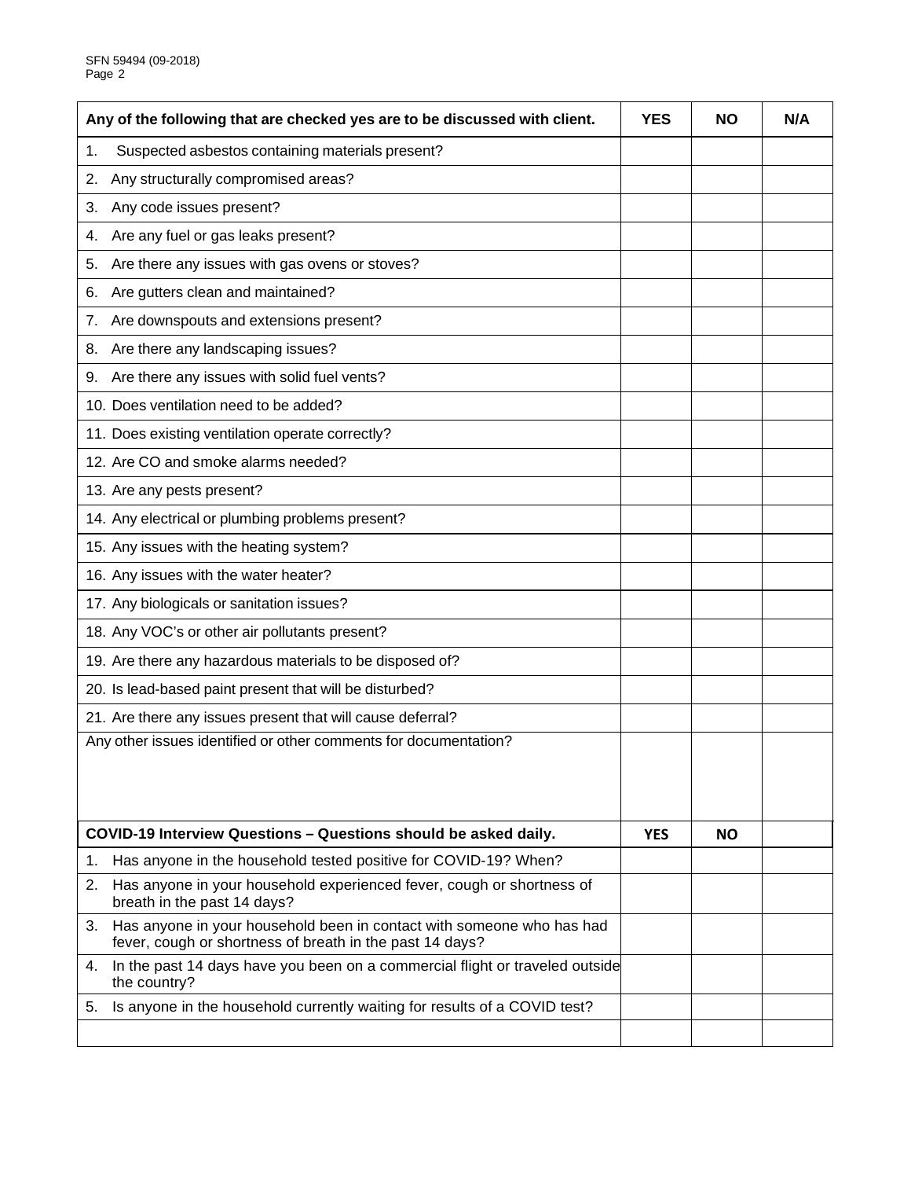| Any of the following that are checked yes are to be discussed with client. | YES | NO | N/A |
|---|---|---|---|
| 1. Suspected asbestos containing materials present? | | | |
| 2. Any structurally compromised areas? | | | |
| 3. Any code issues present? | | | |
| 4. Are any fuel or gas leaks present? | | | |
| 5. Are there any issues with gas ovens or stoves? | | | |
| 6. Are gutters clean and maintained? | | | |
| 7. Are downspouts and extensions present? | | | |
| 8. Are there any landscaping issues? | | | |
| 9. Are there any issues with solid fuel vents? | | | |
| 10. Does ventilation need to be added? | | | |
| 11. Does existing ventilation operate correctly? | | | |
| 12. Are CO and smoke alarms needed? | | | |
| 13. Are any pests present? | | | |
| 14. Any electrical or plumbing problems present? | | | |
| 15. Any issues with the heating system? | | | |
| 16. Any issues with the water heater? | | | |
| 17. Any biologicals or sanitation issues? | | | |
| 18. Any VOC's or other air pollutants present? | | | |
| 19. Are there any hazardous materials to be disposed of? | | | |
| 20. Is lead-based paint present that will be disturbed? | | | |
| 21. Are there any issues present that will cause deferral? | | | |
| Any other issues identified or other comments for documentation? | | | |

| COVID-19 Interview Questions – Questions should be asked daily. | YES | NO | |
|---|---|---|---|
| 1. Has anyone in the household tested positive for COVID-19? When? | | | |
| 2. Has anyone in your household experienced fever, cough or shortness of breath in the past 14 days? | | | |
| 3. Has anyone in your household been in contact with someone who has had fever, cough or shortness of breath in the past 14 days? | | | |
| 4. In the past 14 days have you been on a commercial flight or traveled outside the country? | | | |
| 5. Is anyone in the household currently waiting for results of a COVID test? | | | |
| | | | |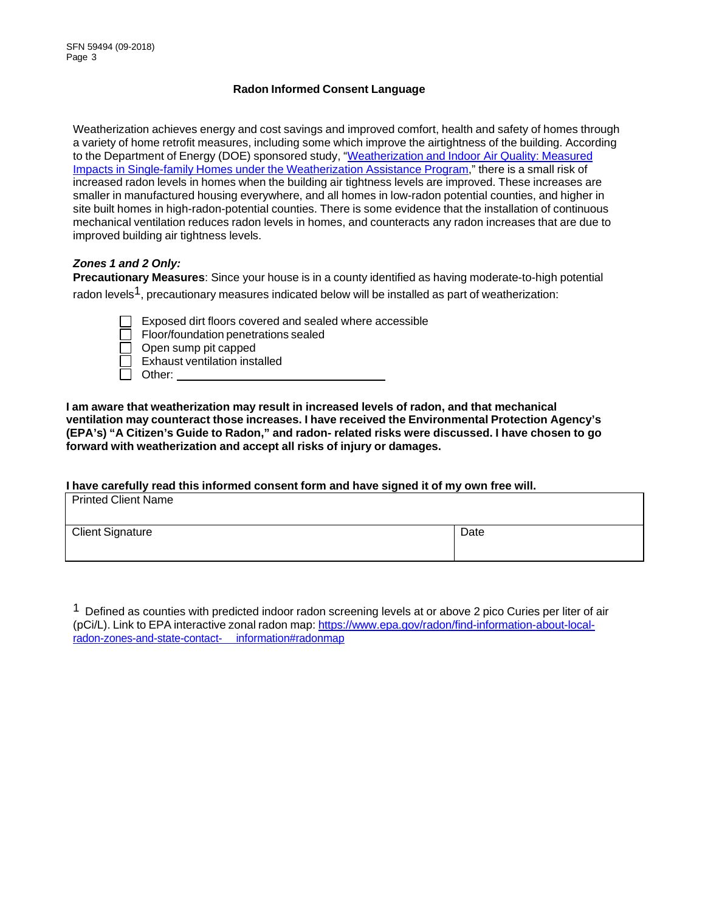## Radon Informed Consent Language

Weatherization achieves energy and cost savings and improved comfort, health and safety of homes through a variety of home retrofit measures, including some which improve the airtightness of the building. According to the Department of Energy (DOE) sponsored study, "Weatherization and Indoor Air Quality: Measured Impacts in Single-family Homes under the Weatherization Assistance Program," there is a small risk of increased radon levels in homes when the building air tightness levels are improved. These increases are smaller in manufactured housing everywhere, and all homes in low-radon potential counties, and higher in site built homes in high-radon-potential counties. There is some evidence that the installation of continuous mechanical ventilation reduces radon levels in homes, and counteracts any radon increases that are due to improved building air tightness levels.

***Zones 1 and 2 Only:***

**Precautionary Measures**: Since your house is in a county identified as having moderate-to-high potential radon levels[1], precautionary measures indicated below will be installed as part of weatherization:

- ☐ Exposed dirt floors covered and sealed where accessible
- ☐ Floor/foundation penetrations sealed
- ☐ Open sump pit capped
- ☐ Exhaust ventilation installed
- ☐ Other: ______________________________

**I am aware that weatherization may result in increased levels of radon, and that mechanical ventilation may counteract those increases. I have received the Environmental Protection Agency's (EPA's) "A Citizen's Guide to Radon," and radon- related risks were discussed. I have chosen to go forward with weatherization and accept all risks of injury or damages.**

**I have carefully read this informed consent form and have signed it of my own free will.**

| Printed Client Name | |
|---|---|
| Client Signature | Date |

[1] Defined as counties with predicted indoor radon screening levels at or above 2 pico Curies per liter of air (pCi/L). Link to EPA interactive zonal radon map: https://www.epa.gov/radon/find-information-about-local-radon-zones-and-state-contact- information#radonmap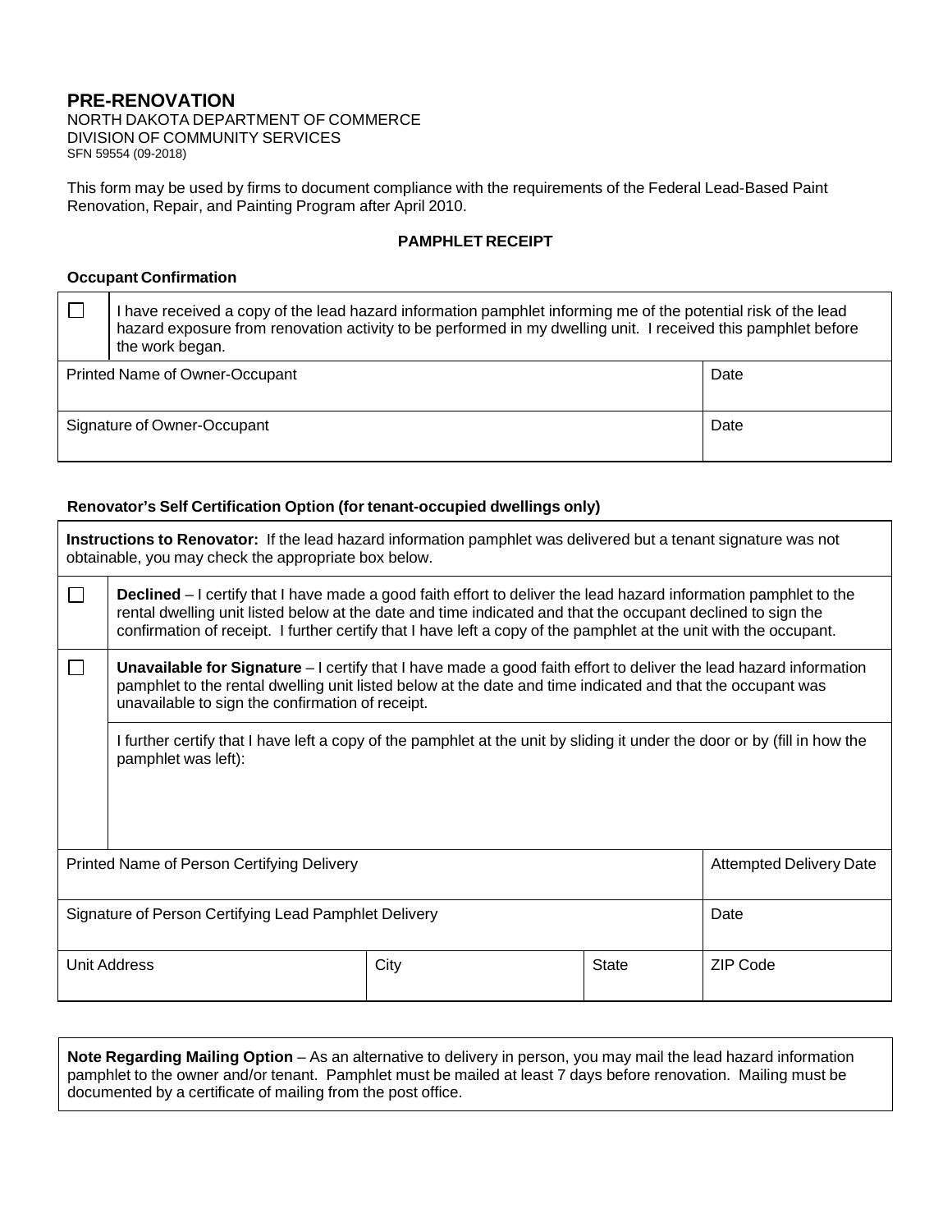# PRE-RENOVATION

NORTH DAKOTA DEPARTMENT OF COMMERCE
DIVISION OF COMMUNITY SERVICES
SFN 59554 (09-2018)

This form may be used by firms to document compliance with the requirements of the Federal Lead-Based Paint Renovation, Repair, and Painting Program after April 2010.

## PAMPHLET RECEIPT

### Occupant Confirmation

| | |
|---|---|
| ☐ | I have received a copy of the lead hazard information pamphlet informing me of the potential risk of the lead hazard exposure from renovation activity to be performed in my dwelling unit. I received this pamphlet before the work began. |

| | |
|---|---|
| Printed Name of Owner-Occupant | Date |
| Signature of Owner-Occupant | Date |

### Renovator's Self Certification Option (for tenant-occupied dwellings only)

**Instructions to Renovator:** If the lead hazard information pamphlet was delivered but a tenant signature was not obtainable, you may check the appropriate box below.

| | |
|---|---|
| ☐ | **Declined** – I certify that I have made a good faith effort to deliver the lead hazard information pamphlet to the rental dwelling unit listed below at the date and time indicated and that the occupant declined to sign the confirmation of receipt. I further certify that I have left a copy of the pamphlet at the unit with the occupant. |
| ☐ | **Unavailable for Signature** – I certify that I have made a good faith effort to deliver the lead hazard information pamphlet to the rental dwelling unit listed below at the date and time indicated and that the occupant was unavailable to sign the confirmation of receipt. |
| | I further certify that I have left a copy of the pamphlet at the unit by sliding it under the door or by (fill in how the pamphlet was left): |

| | | | |
|---|---|---|---|
| Printed Name of Person Certifying Delivery | | | Attempted Delivery Date |
| Signature of Person Certifying Lead Pamphlet Delivery | | | Date |
| Unit Address | City | State | ZIP Code |

**Note Regarding Mailing Option** – As an alternative to delivery in person, you may mail the lead hazard information pamphlet to the owner and/or tenant. Pamphlet must be mailed at least 7 days before renovation. Mailing must be documented by a certificate of mailing from the post office.